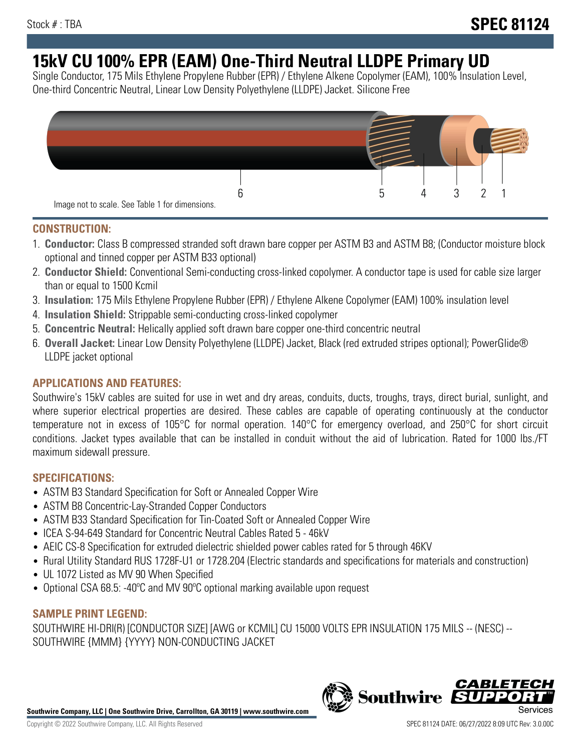Stock # : TBA

# SPEC 81124

# 15kV CU 100% EPR (EAM) One-Third Neutral LLDPE Primary UD

Single Conductor, 175 Mils Ethylene Propylene Rubber (EPR) / Ethylene Alkene Copolymer (EAM), 100% Insulation Level, One-third Concentric Neutral, Linear Low Density Polyethylene (LLDPE) Jacket. Silicone Free

6 5 4 3 2 1

Image not to scale. See Table 1 for dimensions.

## CONSTRUCTION:

1. **Conductor:** Class B compressed stranded soft drawn bare copper per ASTM B3 and ASTM B8; (Conductor moisture block optional and tinned copper per ASTM B33 optional)
2. **Conductor Shield:** Conventional Semi-conducting cross-linked copolymer. A conductor tape is used for cable size larger than or equal to 1500 Kcmil
3. **Insulation:** 175 Mils Ethylene Propylene Rubber (EPR) / Ethylene Alkene Copolymer (EAM) 100% insulation level
4. **Insulation Shield:** Strippable semi-conducting cross-linked copolymer
5. **Concentric Neutral:** Helically applied soft drawn bare copper one-third concentric neutral
6. **Overall Jacket:** Linear Low Density Polyethylene (LLDPE) Jacket, Black (red extruded stripes optional); PowerGlide® LLDPE jacket optional

## APPLICATIONS AND FEATURES:

Southwire's 15kV cables are suited for use in wet and dry areas, conduits, ducts, troughs, trays, direct burial, sunlight, and where superior electrical properties are desired. These cables are capable of operating continuously at the conductor temperature not in excess of 105°C for normal operation. 140°C for emergency overload, and 250°C for short circuit conditions. Jacket types available that can be installed in conduit without the aid of lubrication. Rated for 1000 lbs./FT maximum sidewall pressure.

## SPECIFICATIONS:

- ASTM B3 Standard Specification for Soft or Annealed Copper Wire
- ASTM B8 Concentric-Lay-Stranded Copper Conductors
- ASTM B33 Standard Specification for Tin-Coated Soft or Annealed Copper Wire
- ICEA S-94-649 Standard for Concentric Neutral Cables Rated 5 - 46kV
- AEIC CS-8 Specification for extruded dielectric shielded power cables rated for 5 through 46KV
- Rural Utility Standard RUS 1728F-U1 or 1728.204 (Electric standards and specifications for materials and construction)
- UL 1072 Listed as MV 90 When Specified
- Optional CSA 68.5: -40ºC and MV 90ºC optional marking available upon request

## SAMPLE PRINT LEGEND:

SOUTHWIRE HI-DRI(R) [CONDUCTOR SIZE] [AWG or KCMIL] CU 15000 VOLTS EPR INSULATION 175 MILS -- (NESC) -- SOUTHWIRE {MMM} {YYYY} NON-CONDUCTING JACKET

**Southwire Company, LLC | One Southwire Drive, Carrollton, GA 30119 | www.southwire.com**

Copyright © 2022 Southwire Company, LLC. All Rights Reserved

SPEC 81124 DATE: 06/27/2022 8:09 UTC Rev: 3.0.00C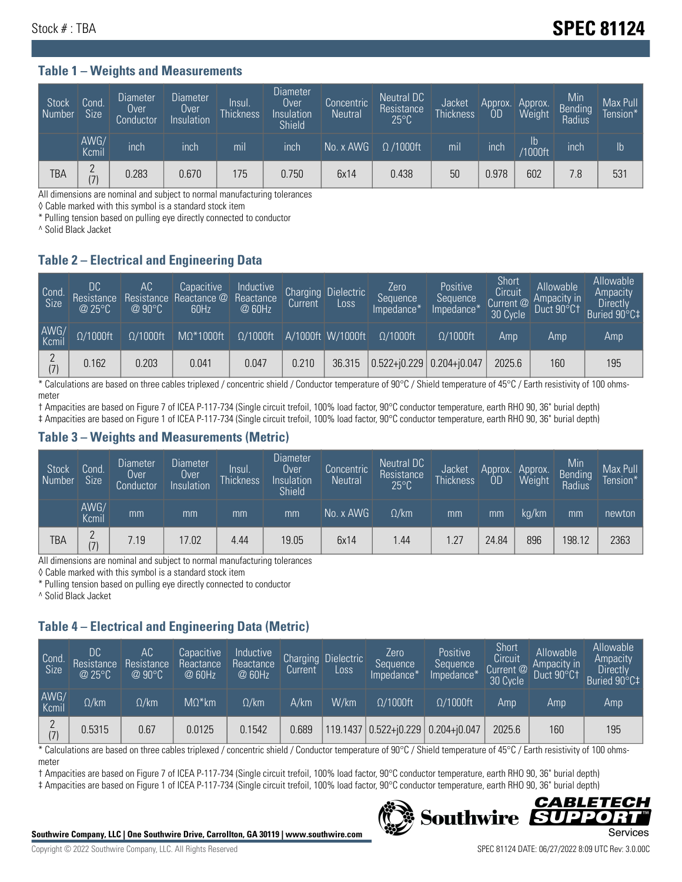Stock # : TBA

# SPEC 81124

### Table 1 – Weights and Measurements

| Stock Number | Cond. Size | Diameter Over Conductor | Diameter Over Insulation | Insul. Thickness | Diameter Over Insulation Shield | Concentric Neutral | Neutral DC Resistance 25°C | Jacket Thickness | Approx. OD | Approx. Weight | Min Bending Radius | Max Pull Tension* |
|---|---|---|---|---|---|---|---|---|---|---|---|---|
| | AWG/ Kcmil | inch | inch | mil | inch | No. x AWG | Ω /1000ft | mil | inch | lb /1000ft | inch | lb |
| TBA | 2 (7) | 0.283 | 0.670 | 175 | 0.750 | 6x14 | 0.438 | 50 | 0.978 | 602 | 7.8 | 531 |

All dimensions are nominal and subject to normal manufacturing tolerances

◊ Cable marked with this symbol is a standard stock item

* Pulling tension based on pulling eye directly connected to conductor

^ Solid Black Jacket

### Table 2 – Electrical and Engineering Data

| Cond. Size | DC Resistance @ 25°C | AC Resistance @ 90°C | Capacitive Reactance @ 60Hz | Inductive Reactance @ 60Hz | Charging Current | Dielectric Loss | Zero Sequence Impedance* | Positive Sequence Impedance* | Short Circuit Current @ 30 Cycle | Allowable Ampacity in Duct 90°C† | Allowable Ampacity Directly Buried 90°C‡ |
|---|---|---|---|---|---|---|---|---|---|---|---|
| AWG/ Kcmil | Ω/1000ft | Ω/1000ft | MΩ*1000ft | Ω/1000ft | A/1000ft | W/1000ft | Ω/1000ft | Ω/1000ft | Amp | Amp | Amp |
| 2 (7) | 0.162 | 0.203 | 0.041 | 0.047 | 0.210 | 36.315 | 0.522+j0.229 | 0.204+j0.047 | 2025.6 | 160 | 195 |

* Calculations are based on three cables triplexed / concentric shield / Conductor temperature of 90°C / Shield temperature of 45°C / Earth resistivity of 100 ohms-meter

† Ampacities are based on Figure 7 of ICEA P-117-734 (Single circuit trefoil, 100% load factor, 90°C conductor temperature, earth RHO 90, 36" burial depth)

‡ Ampacities are based on Figure 1 of ICEA P-117-734 (Single circuit trefoil, 100% load factor, 90°C conductor temperature, earth RHO 90, 36" burial depth)

### Table 3 – Weights and Measurements (Metric)

| Stock Number | Cond. Size | Diameter Over Conductor | Diameter Over Insulation | Insul. Thickness | Diameter Over Insulation Shield | Concentric Neutral | Neutral DC Resistance 25°C | Jacket Thickness | Approx. OD | Approx. Weight | Min Bending Radius | Max Pull Tension* |
|---|---|---|---|---|---|---|---|---|---|---|---|---|
| | AWG/ Kcmil | mm | mm | mm | mm | No. x AWG | Ω/km | mm | mm | kg/km | mm | newton |
| TBA | 2 (7) | 7.19 | 17.02 | 4.44 | 19.05 | 6x14 | 1.44 | 1.27 | 24.84 | 896 | 198.12 | 2363 |

All dimensions are nominal and subject to normal manufacturing tolerances

◊ Cable marked with this symbol is a standard stock item

* Pulling tension based on pulling eye directly connected to conductor

^ Solid Black Jacket

### Table 4 – Electrical and Engineering Data (Metric)

| Cond. Size | DC Resistance @ 25°C | AC Resistance @ 90°C | Capacitive Reactance @ 60Hz | Inductive Reactance @ 60Hz | Charging Current | Dielectric Loss | Zero Sequence Impedance* | Positive Sequence Impedance* | Short Circuit Current @ 30 Cycle | Allowable Ampacity in Duct 90°C† | Allowable Ampacity Directly Buried 90°C‡ |
|---|---|---|---|---|---|---|---|---|---|---|---|
| AWG/ Kcmil | Ω/km | Ω/km | MΩ*km | Ω/km | A/km | W/km | Ω/1000ft | Ω/1000ft | Amp | Amp | Amp |
| 2 (7) | 0.5315 | 0.67 | 0.0125 | 0.1542 | 0.689 | 119.1437 | 0.522+j0.229 | 0.204+j0.047 | 2025.6 | 160 | 195 |

* Calculations are based on three cables triplexed / concentric shield / Conductor temperature of 90°C / Shield temperature of 45°C / Earth resistivity of 100 ohms-meter

† Ampacities are based on Figure 7 of ICEA P-117-734 (Single circuit trefoil, 100% load factor, 90°C conductor temperature, earth RHO 90, 36" burial depth)

‡ Ampacities are based on Figure 1 of ICEA P-117-734 (Single circuit trefoil, 100% load factor, 90°C conductor temperature, earth RHO 90, 36" burial depth)

**Southwire Company, LLC | One Southwire Drive, Carrollton, GA 30119 | www.southwire.com**

Copyright © 2022 Southwire Company, LLC. All Rights Reserved

SPEC 81124 DATE: 06/27/2022 8:09 UTC Rev: 3.0.00C